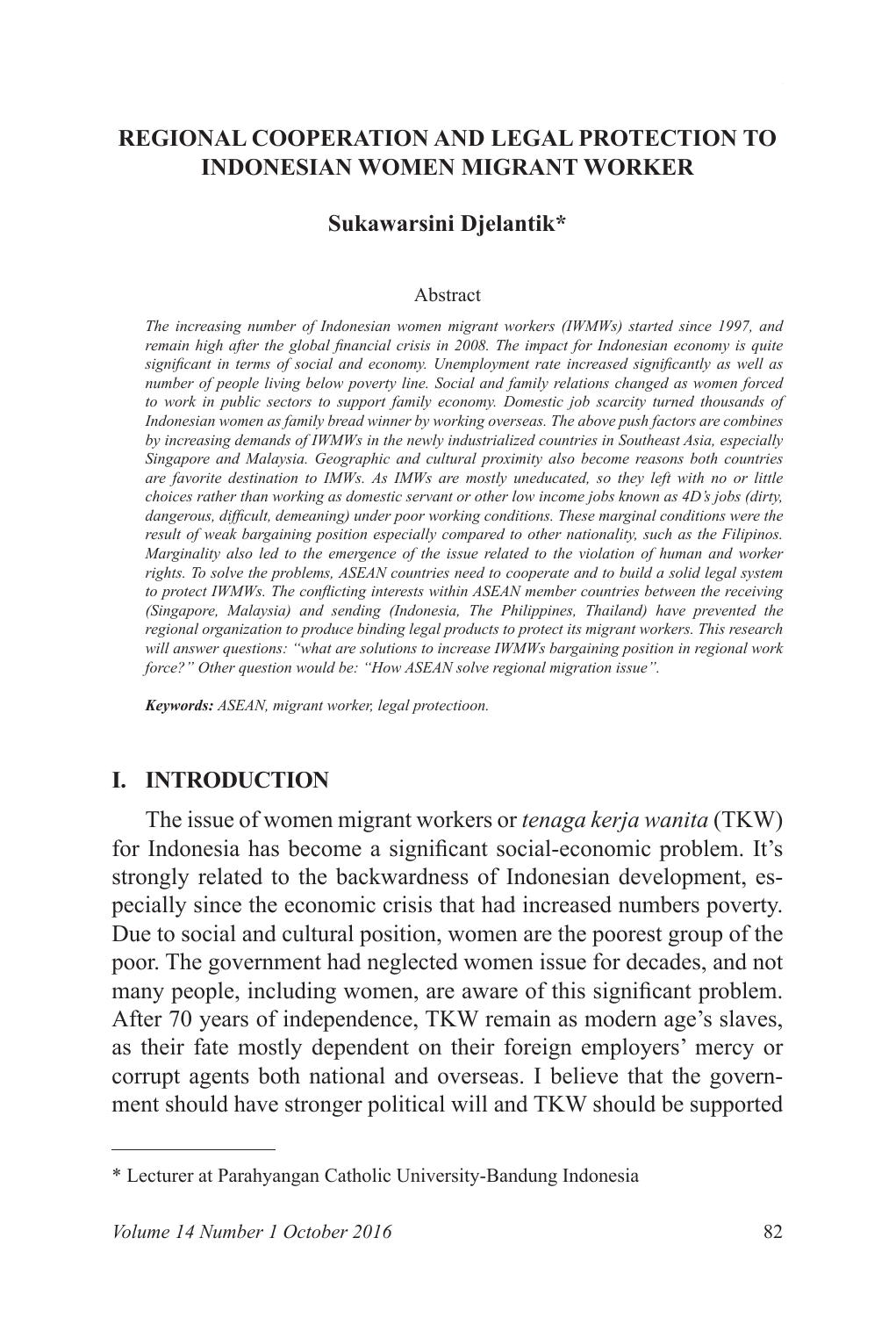# REGIONAL COOPERATION AND LEGAL PROTECTION TO INDONESIAN WOMEN MIGRANT WORKER

**Sukawarsini Djelantik***

Abstract

*The increasing number of Indonesian women migrant workers (IWMWs) started since 1997, and remain high after the global financial crisis in 2008. The impact for Indonesian economy is quite significant in terms of social and economy. Unemployment rate increased significantly as well as number of people living below poverty line. Social and family relations changed as women forced to work in public sectors to support family economy. Domestic job scarcity turned thousands of Indonesian women as family bread winner by working overseas. The above push factors are combines by increasing demands of IWMWs in the newly industrialized countries in Southeast Asia, especially Singapore and Malaysia. Geographic and cultural proximity also become reasons both countries are favorite destination to IMWs. As IMWs are mostly uneducated, so they left with no or little choices rather than working as domestic servant or other low income jobs known as 4D's jobs (dirty, dangerous, difficult, demeaning) under poor working conditions. These marginal conditions were the result of weak bargaining position especially compared to other nationality, such as the Filipinos. Marginality also led to the emergence of the issue related to the violation of human and worker rights. To solve the problems, ASEAN countries need to cooperate and to build a solid legal system to protect IWMWs. The conflicting interests within ASEAN member countries between the receiving (Singapore, Malaysia) and sending (Indonesia, The Philippines, Thailand) have prevented the regional organization to produce binding legal products to protect its migrant workers. This research will answer questions: "what are solutions to increase IWMWs bargaining position in regional work force?" Other question would be: "How ASEAN solve regional migration issue".*

***Keywords:*** *ASEAN, migrant worker, legal protectioon.*

## I. INTRODUCTION

The issue of women migrant workers or *tenaga kerja wanita* (TKW) for Indonesia has become a significant social-economic problem. It's strongly related to the backwardness of Indonesian development, especially since the economic crisis that had increased numbers poverty. Due to social and cultural position, women are the poorest group of the poor. The government had neglected women issue for decades, and not many people, including women, are aware of this significant problem. After 70 years of independence, TKW remain as modern age's slaves, as their fate mostly dependent on their foreign employers' mercy or corrupt agents both national and overseas. I believe that the government should have stronger political will and TKW should be supported

---

* Lecturer at Parahyangan Catholic University-Bandung Indonesia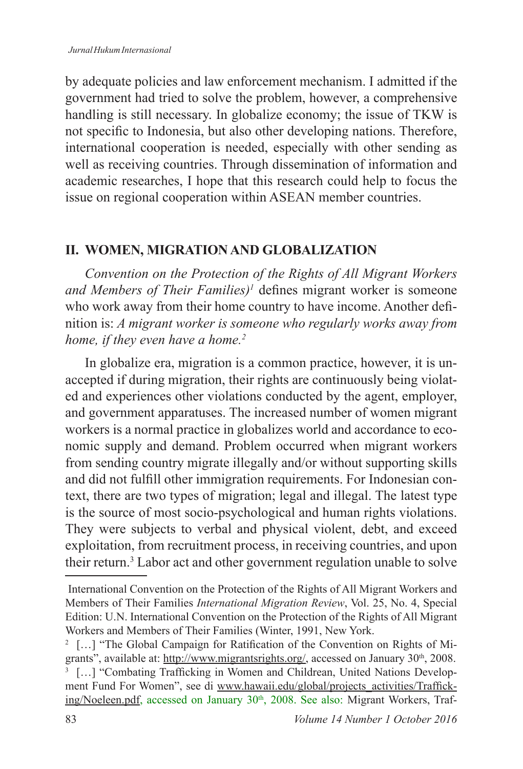by adequate policies and law enforcement mechanism. I admitted if the government had tried to solve the problem, however, a comprehensive handling is still necessary. In globalize economy; the issue of TKW is not specific to Indonesia, but also other developing nations. Therefore, international cooperation is needed, especially with other sending as well as receiving countries. Through dissemination of information and academic researches, I hope that this research could help to focus the issue on regional cooperation within ASEAN member countries.

## II. WOMEN, MIGRATION AND GLOBALIZATION

*Convention on the Protection of the Rights of All Migrant Workers and Members of Their Families)*[1] defines migrant worker is someone who work away from their home country to have income. Another definition is: *A migrant worker is someone who regularly works away from home, if they even have a home.*[2]

In globalize era, migration is a common practice, however, it is unaccepted if during migration, their rights are continuously being violated and experiences other violations conducted by the agent, employer, and government apparatuses. The increased number of women migrant workers is a normal practice in globalizes world and accordance to economic supply and demand. Problem occurred when migrant workers from sending country migrate illegally and/or without supporting skills and did not fulfill other immigration requirements. For Indonesian context, there are two types of migration; legal and illegal. The latest type is the source of most socio-psychological and human rights violations. They were subjects to verbal and physical violent, debt, and exceed exploitation, from recruitment process, in receiving countries, and upon their return.[3] Labor act and other government regulation unable to solve

---

International Convention on the Protection of the Rights of All Migrant Workers and Members of Their Families *International Migration Review*, Vol. 25, No. 4, Special Edition: U.N. International Convention on the Protection of the Rights of All Migrant Workers and Members of Their Families (Winter, 1991, New York.

[2] […] "The Global Campaign for Ratification of the Convention on Rights of Migrants", available at: http://www.migrantsrights.org/, accessed on January 30th, 2008.

[3] […] "Combating Trafficking in Women and Childrean, United Nations Development Fund For Women", see di www.hawaii.edu/global/projects_activities/Trafficking/Noeleen.pdf, accessed on January 30th, 2008. See also: Migrant Workers, Traf-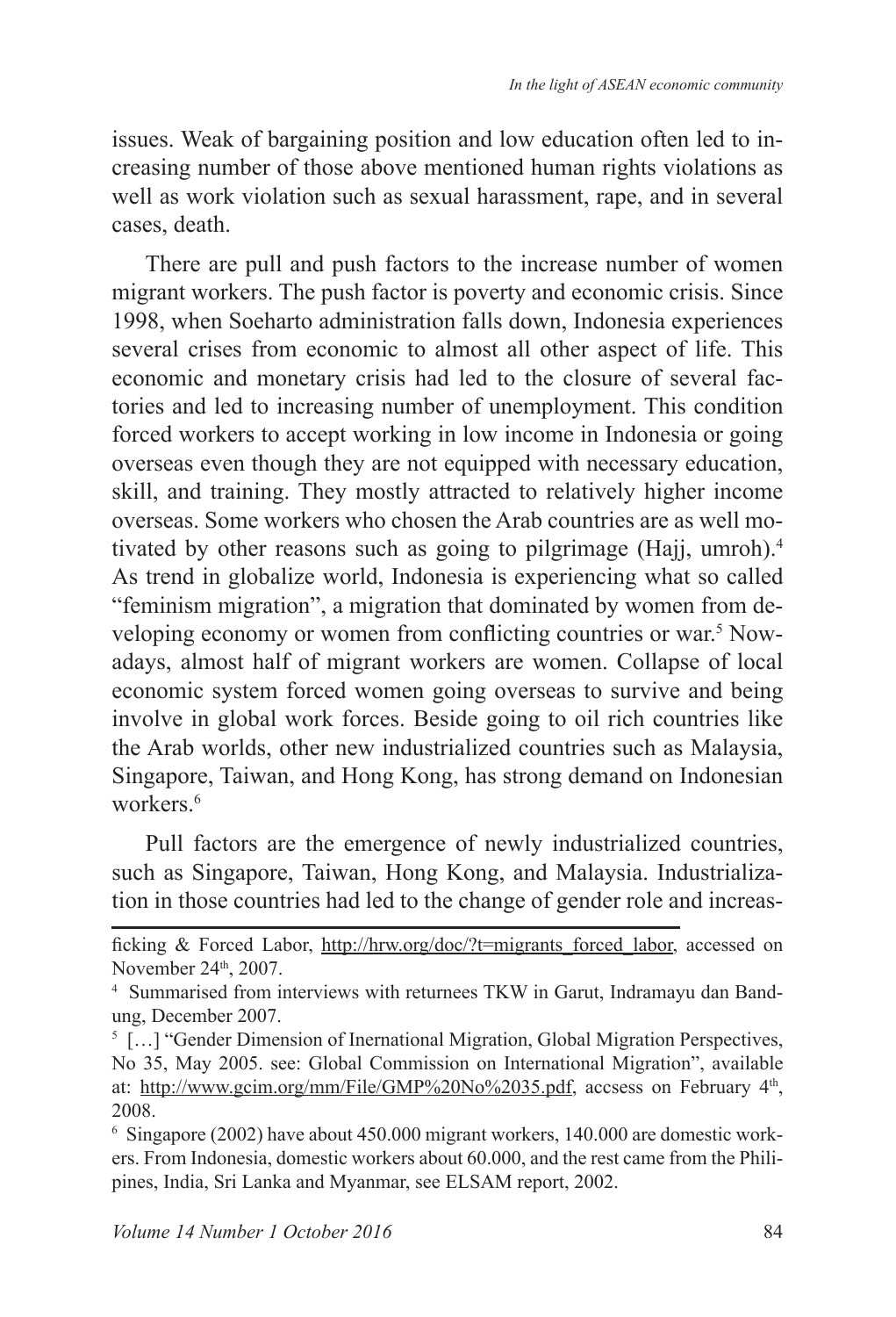issues. Weak of bargaining position and low education often led to increasing number of those above mentioned human rights violations as well as work violation such as sexual harassment, rape, and in several cases, death.

There are pull and push factors to the increase number of women migrant workers. The push factor is poverty and economic crisis. Since 1998, when Soeharto administration falls down, Indonesia experiences several crises from economic to almost all other aspect of life. This economic and monetary crisis had led to the closure of several factories and led to increasing number of unemployment. This condition forced workers to accept working in low income in Indonesia or going overseas even though they are not equipped with necessary education, skill, and training. They mostly attracted to relatively higher income overseas. Some workers who chosen the Arab countries are as well motivated by other reasons such as going to pilgrimage (Hajj, umroh).[4] As trend in globalize world, Indonesia is experiencing what so called "feminism migration", a migration that dominated by women from developing economy or women from conflicting countries or war.[5] Nowadays, almost half of migrant workers are women. Collapse of local economic system forced women going overseas to survive and being involve in global work forces. Beside going to oil rich countries like the Arab worlds, other new industrialized countries such as Malaysia, Singapore, Taiwan, and Hong Kong, has strong demand on Indonesian workers.[6]

Pull factors are the emergence of newly industrialized countries, such as Singapore, Taiwan, Hong Kong, and Malaysia. Industrialization in those countries had led to the change of gender role and increas-

---

ficking & Forced Labor, http://hrw.org/doc/?t=migrants_forced_labor, accessed on November 24th, 2007.

[4] Summarised from interviews with returnees TKW in Garut, Indramayu dan Bandung, December 2007.

[5] […] "Gender Dimension of Inernational Migration, Global Migration Perspectives, No 35, May 2005. see: Global Commission on International Migration", available at: http://www.gcim.org/mm/File/GMP%20No%2035.pdf, accsess on February 4th, 2008.

[6] Singapore (2002) have about 450.000 migrant workers, 140.000 are domestic workers. From Indonesia, domestic workers about 60.000, and the rest came from the Philipines, India, Sri Lanka and Myanmar, see ELSAM report, 2002.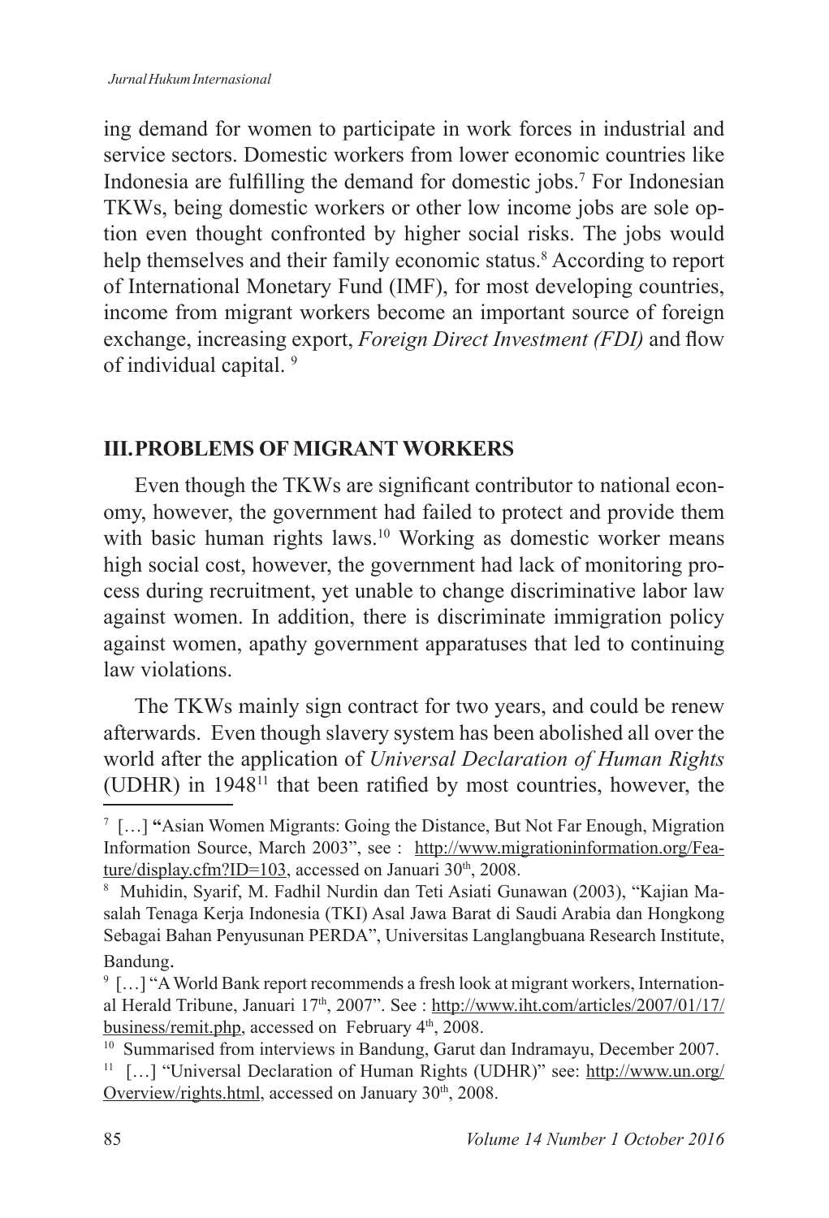ing demand for women to participate in work forces in industrial and service sectors. Domestic workers from lower economic countries like Indonesia are fulfilling the demand for domestic jobs.[7] For Indonesian TKWs, being domestic workers or other low income jobs are sole option even thought confronted by higher social risks. The jobs would help themselves and their family economic status.[8] According to report of International Monetary Fund (IMF), for most developing countries, income from migrant workers become an important source of foreign exchange, increasing export, *Foreign Direct Investment (FDI)* and flow of individual capital. [9]

## III. PROBLEMS OF MIGRANT WORKERS

Even though the TKWs are significant contributor to national economy, however, the government had failed to protect and provide them with basic human rights laws.[10] Working as domestic worker means high social cost, however, the government had lack of monitoring process during recruitment, yet unable to change discriminative labor law against women. In addition, there is discriminate immigration policy against women, apathy government apparatuses that led to continuing law violations.

The TKWs mainly sign contract for two years, and could be renew afterwards. Even though slavery system has been abolished all over the world after the application of *Universal Declaration of Human Rights* (UDHR) in 1948[11] that been ratified by most countries, however, the

---

[7] […] **"**Asian Women Migrants: Going the Distance, But Not Far Enough, Migration Information Source, March 2003", see : http://www.migrationinformation.org/Feature/display.cfm?ID=103, accessed on Januari 30th, 2008.

[8] Muhidin, Syarif, M. Fadhil Nurdin dan Teti Asiati Gunawan (2003), "Kajian Masalah Tenaga Kerja Indonesia (TKI) Asal Jawa Barat di Saudi Arabia dan Hongkong Sebagai Bahan Penyusunan PERDA", Universitas Langlangbuana Research Institute, Bandung.

[9] […] "A World Bank report recommends a fresh look at migrant workers, International Herald Tribune, Januari 17th, 2007". See : http://www.iht.com/articles/2007/01/17/business/remit.php, accessed on February 4th, 2008.

[10] Summarised from interviews in Bandung, Garut dan Indramayu, December 2007.

[11] […] "Universal Declaration of Human Rights (UDHR)" see: http://www.un.org/Overview/rights.html, accessed on January 30th, 2008.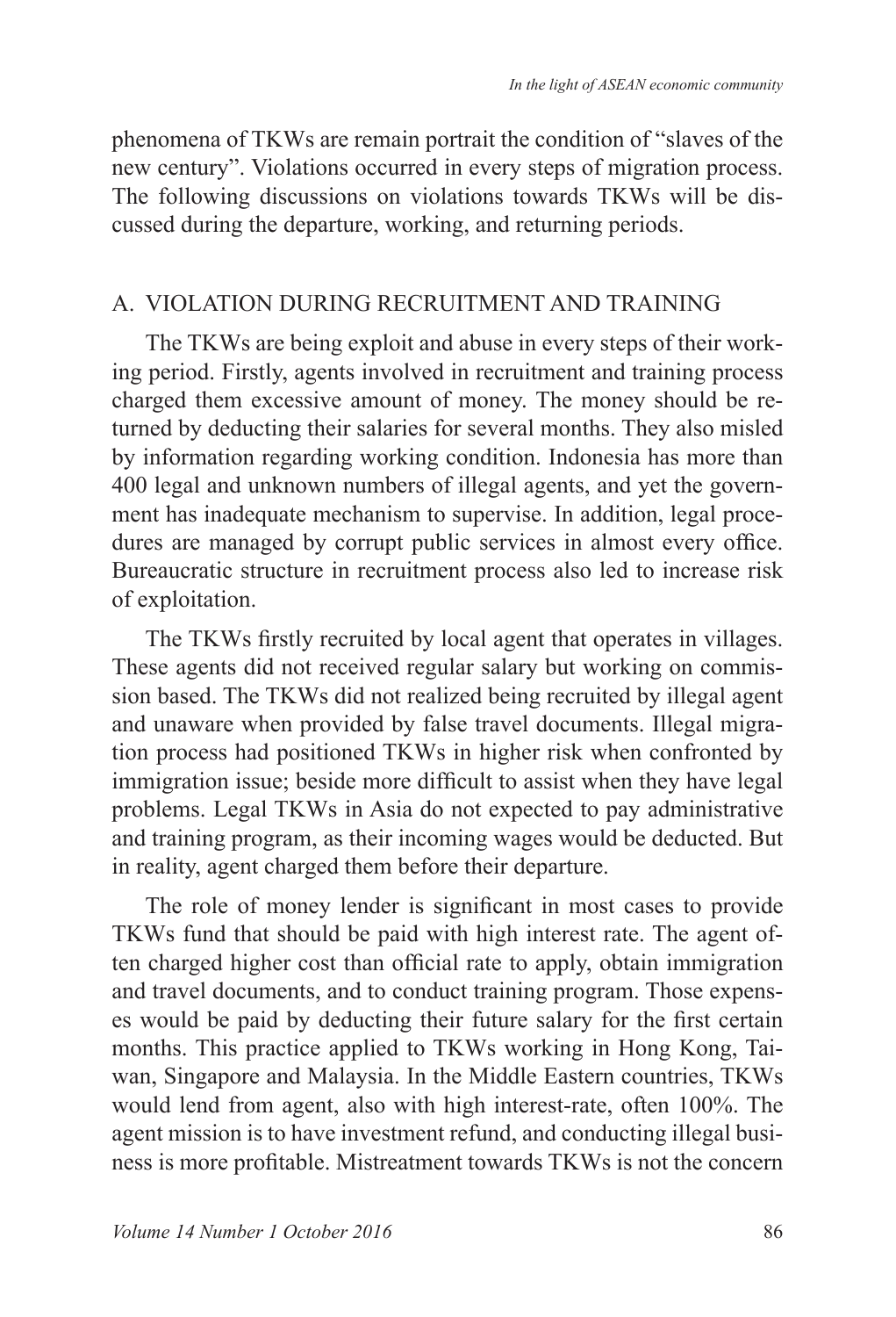phenomena of TKWs are remain portrait the condition of "slaves of the new century". Violations occurred in every steps of migration process. The following discussions on violations towards TKWs will be discussed during the departure, working, and returning periods.

## A. VIOLATION DURING RECRUITMENT AND TRAINING

The TKWs are being exploit and abuse in every steps of their working period. Firstly, agents involved in recruitment and training process charged them excessive amount of money. The money should be returned by deducting their salaries for several months. They also misled by information regarding working condition. Indonesia has more than 400 legal and unknown numbers of illegal agents, and yet the government has inadequate mechanism to supervise. In addition, legal procedures are managed by corrupt public services in almost every office. Bureaucratic structure in recruitment process also led to increase risk of exploitation.

The TKWs firstly recruited by local agent that operates in villages. These agents did not received regular salary but working on commission based. The TKWs did not realized being recruited by illegal agent and unaware when provided by false travel documents. Illegal migration process had positioned TKWs in higher risk when confronted by immigration issue; beside more difficult to assist when they have legal problems. Legal TKWs in Asia do not expected to pay administrative and training program, as their incoming wages would be deducted. But in reality, agent charged them before their departure.

The role of money lender is significant in most cases to provide TKWs fund that should be paid with high interest rate. The agent often charged higher cost than official rate to apply, obtain immigration and travel documents, and to conduct training program. Those expenses would be paid by deducting their future salary for the first certain months. This practice applied to TKWs working in Hong Kong, Taiwan, Singapore and Malaysia. In the Middle Eastern countries, TKWs would lend from agent, also with high interest-rate, often 100%. The agent mission is to have investment refund, and conducting illegal business is more profitable. Mistreatment towards TKWs is not the concern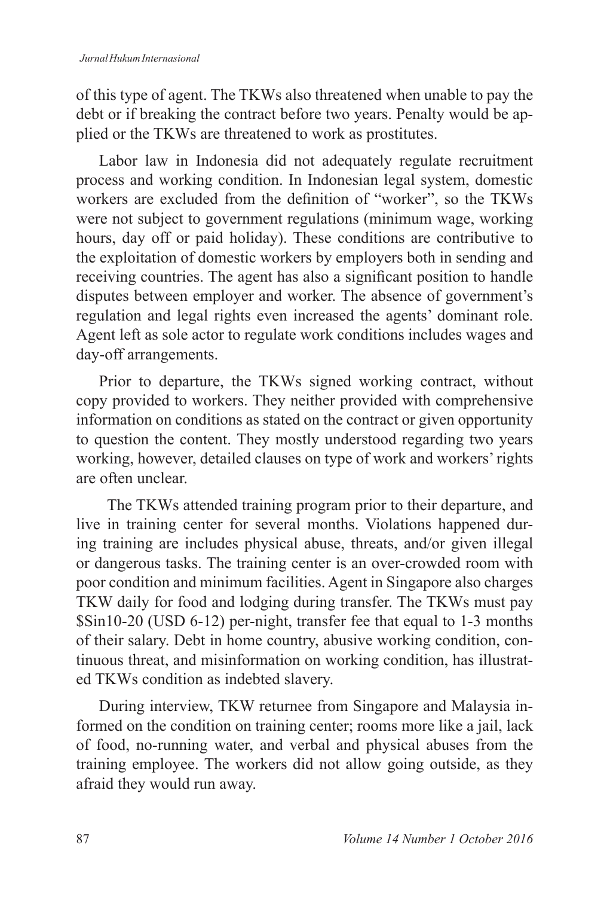of this type of agent. The TKWs also threatened when unable to pay the debt or if breaking the contract before two years. Penalty would be applied or the TKWs are threatened to work as prostitutes.

Labor law in Indonesia did not adequately regulate recruitment process and working condition. In Indonesian legal system, domestic workers are excluded from the definition of "worker", so the TKWs were not subject to government regulations (minimum wage, working hours, day off or paid holiday). These conditions are contributive to the exploitation of domestic workers by employers both in sending and receiving countries. The agent has also a significant position to handle disputes between employer and worker. The absence of government's regulation and legal rights even increased the agents' dominant role. Agent left as sole actor to regulate work conditions includes wages and day-off arrangements.

Prior to departure, the TKWs signed working contract, without copy provided to workers. They neither provided with comprehensive information on conditions as stated on the contract or given opportunity to question the content. They mostly understood regarding two years working, however, detailed clauses on type of work and workers' rights are often unclear.

The TKWs attended training program prior to their departure, and live in training center for several months. Violations happened during training are includes physical abuse, threats, and/or given illegal or dangerous tasks. The training center is an over-crowded room with poor condition and minimum facilities. Agent in Singapore also charges TKW daily for food and lodging during transfer. The TKWs must pay $Sin10-20 (USD 6-12) per-night, transfer fee that equal to 1-3 months of their salary. Debt in home country, abusive working condition, continuous threat, and misinformation on working condition, has illustrated TKWs condition as indebted slavery.

During interview, TKW returnee from Singapore and Malaysia informed on the condition on training center; rooms more like a jail, lack of food, no-running water, and verbal and physical abuses from the training employee. The workers did not allow going outside, as they afraid they would run away.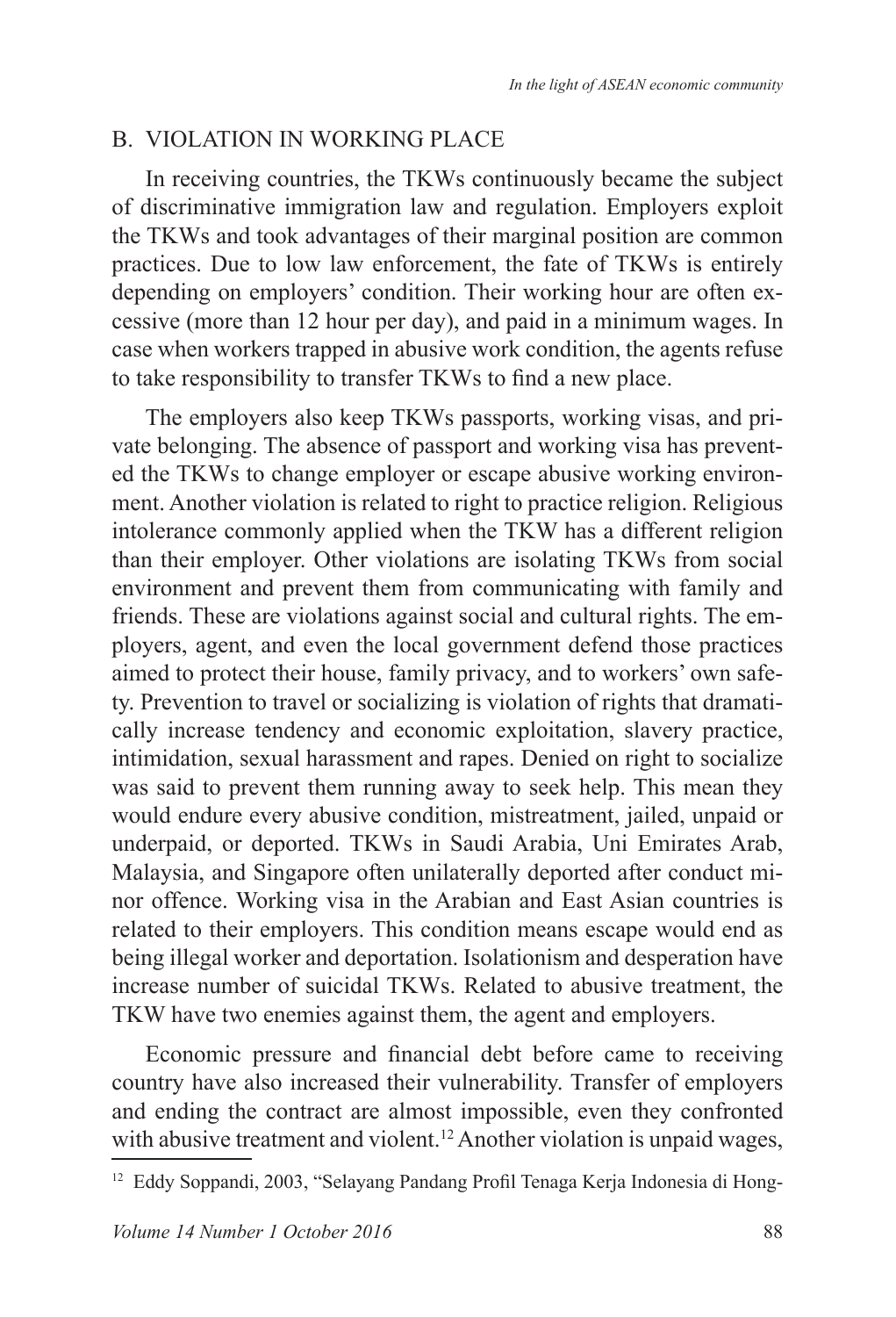## B. VIOLATION IN WORKING PLACE

In receiving countries, the TKWs continuously became the subject of discriminative immigration law and regulation. Employers exploit the TKWs and took advantages of their marginal position are common practices. Due to low law enforcement, the fate of TKWs is entirely depending on employers' condition. Their working hour are often excessive (more than 12 hour per day), and paid in a minimum wages. In case when workers trapped in abusive work condition, the agents refuse to take responsibility to transfer TKWs to find a new place.

The employers also keep TKWs passports, working visas, and private belonging. The absence of passport and working visa has prevented the TKWs to change employer or escape abusive working environment. Another violation is related to right to practice religion. Religious intolerance commonly applied when the TKW has a different religion than their employer. Other violations are isolating TKWs from social environment and prevent them from communicating with family and friends. These are violations against social and cultural rights. The employers, agent, and even the local government defend those practices aimed to protect their house, family privacy, and to workers' own safety. Prevention to travel or socializing is violation of rights that dramatically increase tendency and economic exploitation, slavery practice, intimidation, sexual harassment and rapes. Denied on right to socialize was said to prevent them running away to seek help. This mean they would endure every abusive condition, mistreatment, jailed, unpaid or underpaid, or deported. TKWs in Saudi Arabia, Uni Emirates Arab, Malaysia, and Singapore often unilaterally deported after conduct minor offence. Working visa in the Arabian and East Asian countries is related to their employers. This condition means escape would end as being illegal worker and deportation. Isolationism and desperation have increase number of suicidal TKWs. Related to abusive treatment, the TKW have two enemies against them, the agent and employers.

Economic pressure and financial debt before came to receiving country have also increased their vulnerability. Transfer of employers and ending the contract are almost impossible, even they confronted with abusive treatment and violent.[12] Another violation is unpaid wages,

[12] Eddy Soppandi, 2003, "Selayang Pandang Profil Tenaga Kerja Indonesia di Hong-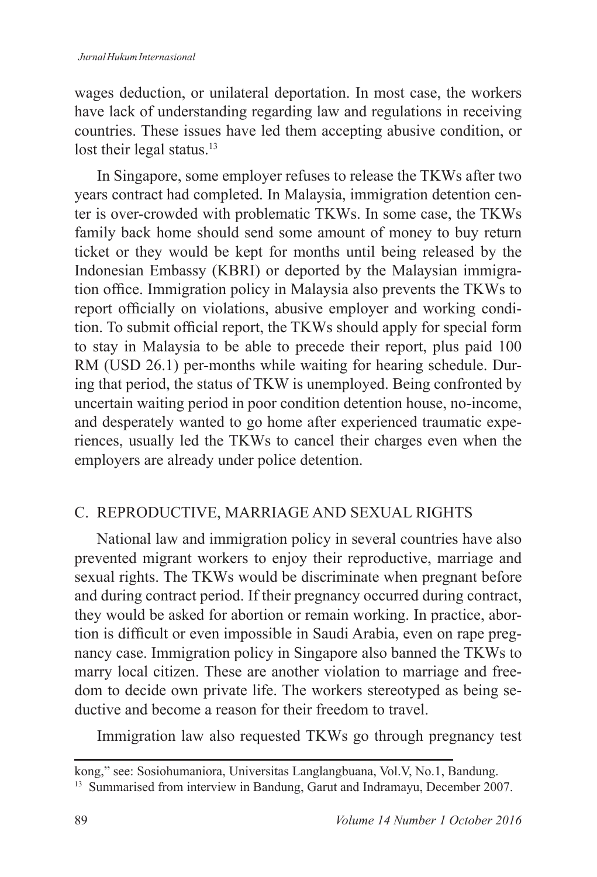wages deduction, or unilateral deportation. In most case, the workers have lack of understanding regarding law and regulations in receiving countries. These issues have led them accepting abusive condition, or lost their legal status.[13]

In Singapore, some employer refuses to release the TKWs after two years contract had completed. In Malaysia, immigration detention center is over-crowded with problematic TKWs. In some case, the TKWs family back home should send some amount of money to buy return ticket or they would be kept for months until being released by the Indonesian Embassy (KBRI) or deported by the Malaysian immigration office. Immigration policy in Malaysia also prevents the TKWs to report officially on violations, abusive employer and working condition. To submit official report, the TKWs should apply for special form to stay in Malaysia to be able to precede their report, plus paid 100 RM (USD 26.1) per-months while waiting for hearing schedule. During that period, the status of TKW is unemployed. Being confronted by uncertain waiting period in poor condition detention house, no-income, and desperately wanted to go home after experienced traumatic experiences, usually led the TKWs to cancel their charges even when the employers are already under police detention.

## C. REPRODUCTIVE, MARRIAGE AND SEXUAL RIGHTS

National law and immigration policy in several countries have also prevented migrant workers to enjoy their reproductive, marriage and sexual rights. The TKWs would be discriminate when pregnant before and during contract period. If their pregnancy occurred during contract, they would be asked for abortion or remain working. In practice, abortion is difficult or even impossible in Saudi Arabia, even on rape pregnancy case. Immigration policy in Singapore also banned the TKWs to marry local citizen. These are another violation to marriage and freedom to decide own private life. The workers stereotyped as being seductive and become a reason for their freedom to travel.

Immigration law also requested TKWs go through pregnancy test

---

kong," see: Sosiohumaniora, Universitas Langlangbuana, Vol.V, No.1, Bandung.

[13] Summarised from interview in Bandung, Garut and Indramayu, December 2007.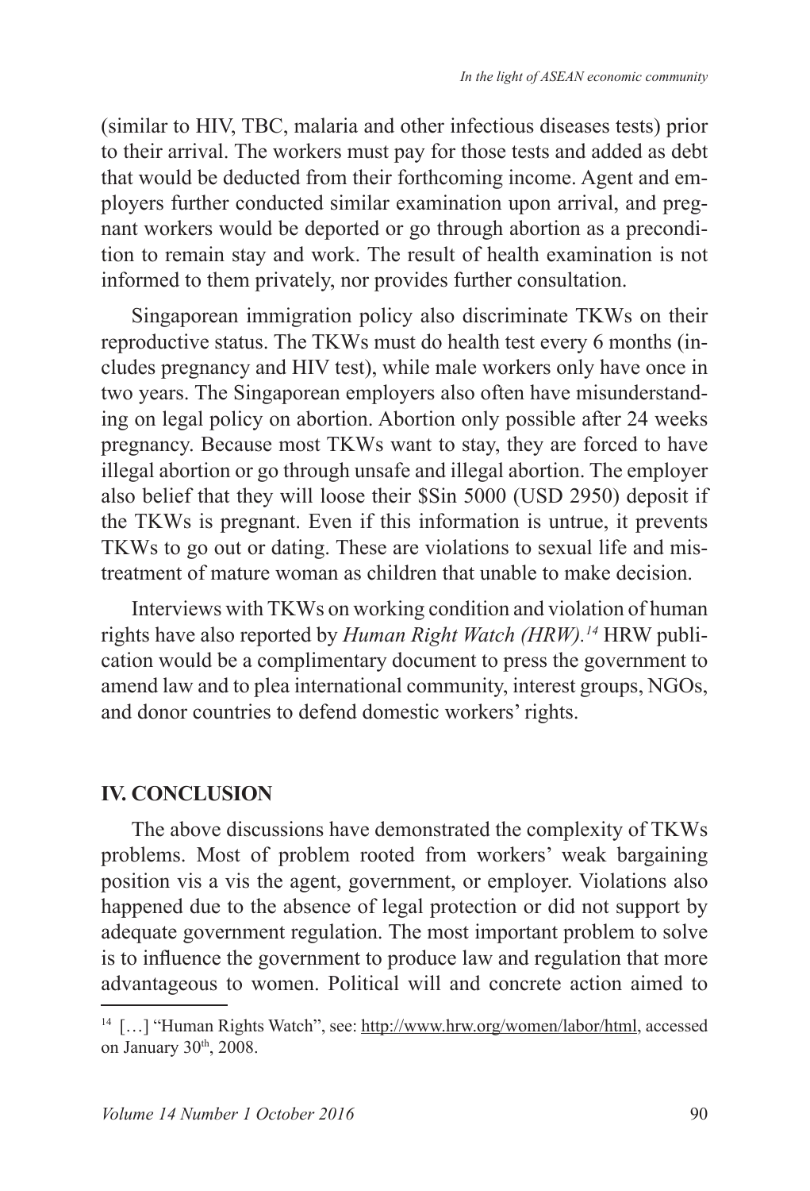(similar to HIV, TBC, malaria and other infectious diseases tests) prior to their arrival. The workers must pay for those tests and added as debt that would be deducted from their forthcoming income. Agent and employers further conducted similar examination upon arrival, and pregnant workers would be deported or go through abortion as a precondition to remain stay and work. The result of health examination is not informed to them privately, nor provides further consultation.

Singaporean immigration policy also discriminate TKWs on their reproductive status. The TKWs must do health test every 6 months (includes pregnancy and HIV test), while male workers only have once in two years. The Singaporean employers also often have misunderstanding on legal policy on abortion. Abortion only possible after 24 weeks pregnancy. Because most TKWs want to stay, they are forced to have illegal abortion or go through unsafe and illegal abortion. The employer also belief that they will loose their $Sin 5000 (USD 2950) deposit if the TKWs is pregnant. Even if this information is untrue, it prevents TKWs to go out or dating. These are violations to sexual life and mistreatment of mature woman as children that unable to make decision.

Interviews with TKWs on working condition and violation of human rights have also reported by *Human Right Watch (HRW).*[14] HRW publication would be a complimentary document to press the government to amend law and to plea international community, interest groups, NGOs, and donor countries to defend domestic workers' rights.

## IV. CONCLUSION

The above discussions have demonstrated the complexity of TKWs problems. Most of problem rooted from workers' weak bargaining position vis a vis the agent, government, or employer. Violations also happened due to the absence of legal protection or did not support by adequate government regulation. The most important problem to solve is to influence the government to produce law and regulation that more advantageous to women. Political will and concrete action aimed to

[14] […] "Human Rights Watch", see: http://www.hrw.org/women/labor/html, accessed on January 30th, 2008.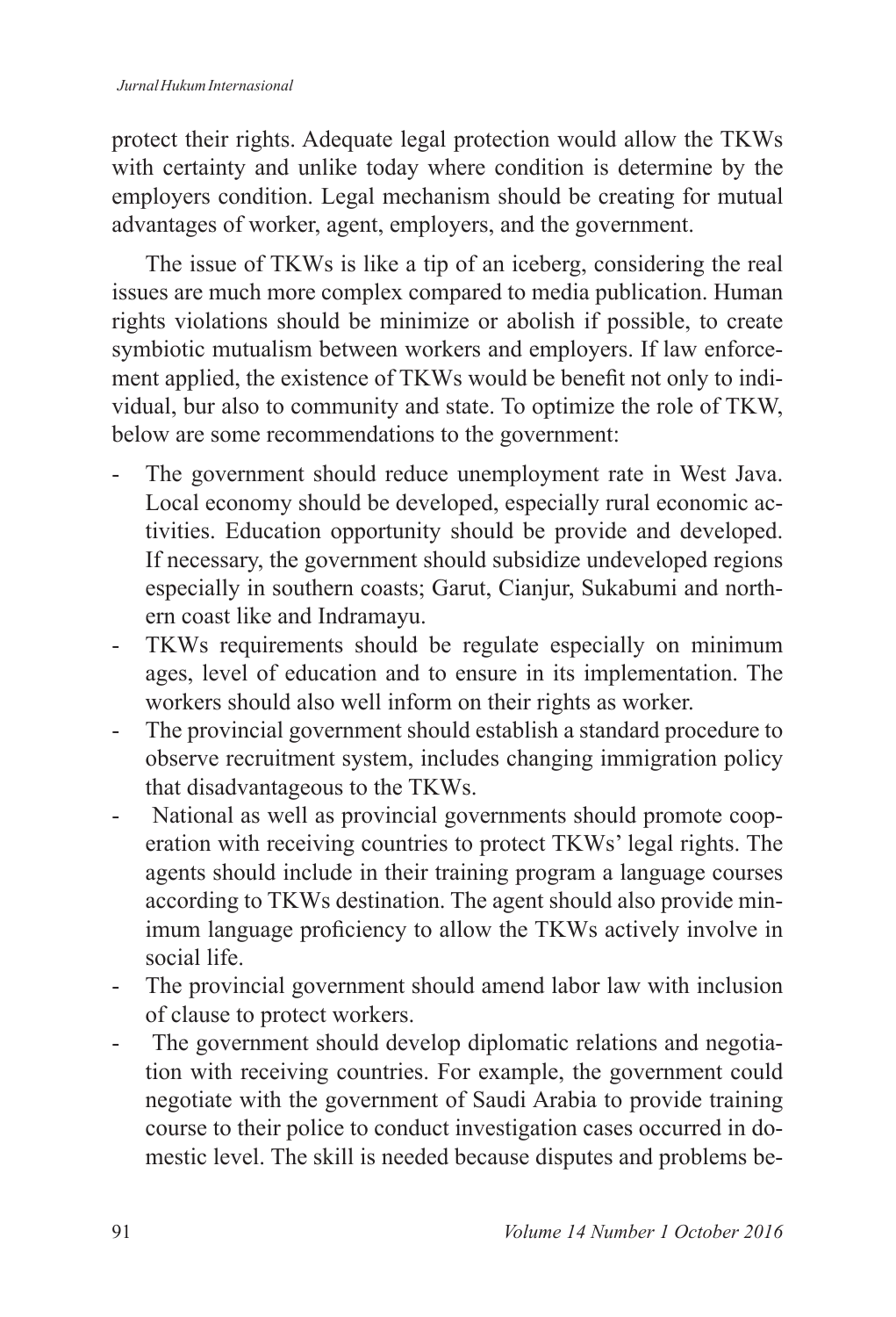protect their rights. Adequate legal protection would allow the TKWs with certainty and unlike today where condition is determine by the employers condition. Legal mechanism should be creating for mutual advantages of worker, agent, employers, and the government.

The issue of TKWs is like a tip of an iceberg, considering the real issues are much more complex compared to media publication. Human rights violations should be minimize or abolish if possible, to create symbiotic mutualism between workers and employers. If law enforcement applied, the existence of TKWs would be benefit not only to individual, bur also to community and state. To optimize the role of TKW, below are some recommendations to the government:

- The government should reduce unemployment rate in West Java. Local economy should be developed, especially rural economic activities. Education opportunity should be provide and developed. If necessary, the government should subsidize undeveloped regions especially in southern coasts; Garut, Cianjur, Sukabumi and northern coast like and Indramayu.
- TKWs requirements should be regulate especially on minimum ages, level of education and to ensure in its implementation. The workers should also well inform on their rights as worker.
- The provincial government should establish a standard procedure to observe recruitment system, includes changing immigration policy that disadvantageous to the TKWs.
- National as well as provincial governments should promote cooperation with receiving countries to protect TKWs' legal rights. The agents should include in their training program a language courses according to TKWs destination. The agent should also provide minimum language proficiency to allow the TKWs actively involve in social life.
- The provincial government should amend labor law with inclusion of clause to protect workers.
- The government should develop diplomatic relations and negotiation with receiving countries. For example, the government could negotiate with the government of Saudi Arabia to provide training course to their police to conduct investigation cases occurred in domestic level. The skill is needed because disputes and problems be-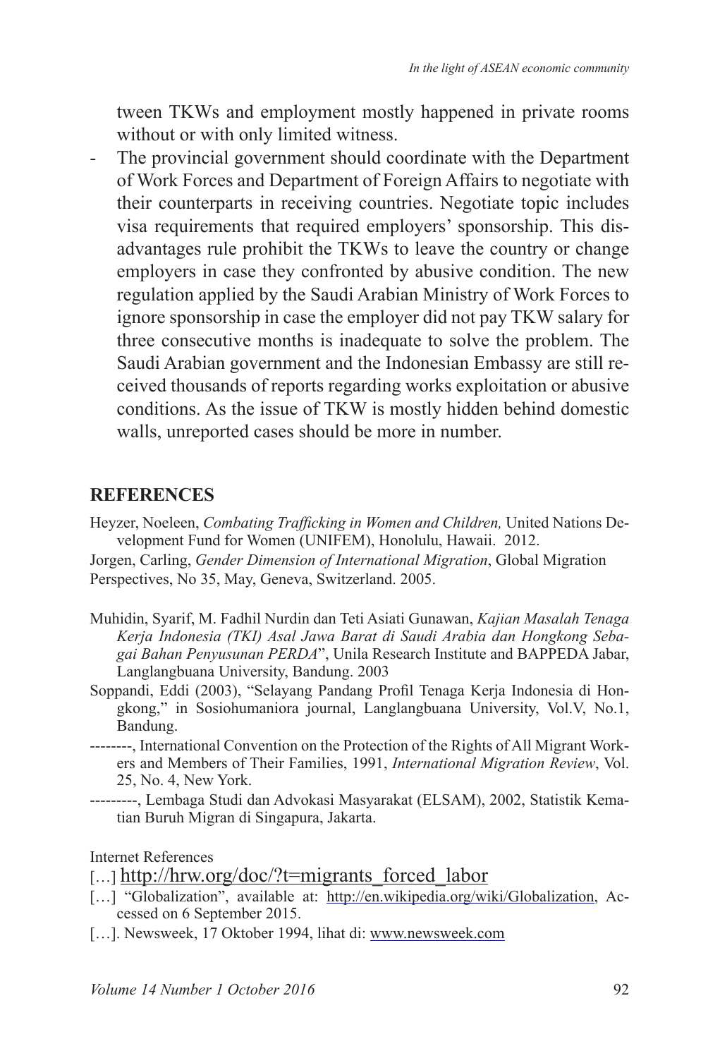tween TKWs and employment mostly happened in private rooms without or with only limited witness.

- The provincial government should coordinate with the Department of Work Forces and Department of Foreign Affairs to negotiate with their counterparts in receiving countries. Negotiate topic includes visa requirements that required employers' sponsorship. This disadvantages rule prohibit the TKWs to leave the country or change employers in case they confronted by abusive condition. The new regulation applied by the Saudi Arabian Ministry of Work Forces to ignore sponsorship in case the employer did not pay TKW salary for three consecutive months is inadequate to solve the problem. The Saudi Arabian government and the Indonesian Embassy are still received thousands of reports regarding works exploitation or abusive conditions. As the issue of TKW is mostly hidden behind domestic walls, unreported cases should be more in number.

## REFERENCES

Heyzer, Noeleen, *Combating Trafficking in Women and Children,* United Nations Development Fund for Women (UNIFEM), Honolulu, Hawaii. 2012.

Jorgen, Carling, *Gender Dimension of International Migration*, Global Migration Perspectives, No 35, May, Geneva, Switzerland. 2005.

Muhidin, Syarif, M. Fadhil Nurdin dan Teti Asiati Gunawan, *Kajian Masalah Tenaga Kerja Indonesia (TKI) Asal Jawa Barat di Saudi Arabia dan Hongkong Sebagai Bahan Penyusunan PERDA*", Unila Research Institute and BAPPEDA Jabar, Langlangbuana University, Bandung. 2003

Soppandi, Eddi (2003), "Selayang Pandang Profil Tenaga Kerja Indonesia di Hongkong," in Sosiohumaniora journal, Langlangbuana University, Vol.V, No.1, Bandung.

--------, International Convention on the Protection of the Rights of All Migrant Workers and Members of Their Families, 1991, *International Migration Review*, Vol. 25, No. 4, New York.

---------, Lembaga Studi dan Advokasi Masyarakat (ELSAM), 2002, Statistik Kematian Buruh Migran di Singapura, Jakarta.

Internet References

[…] http://hrw.org/doc/?t=migrants_forced_labor

[…] "Globalization", available at: http://en.wikipedia.org/wiki/Globalization, Accessed on 6 September 2015.

[…]. Newsweek, 17 Oktober 1994, lihat di: www.newsweek.com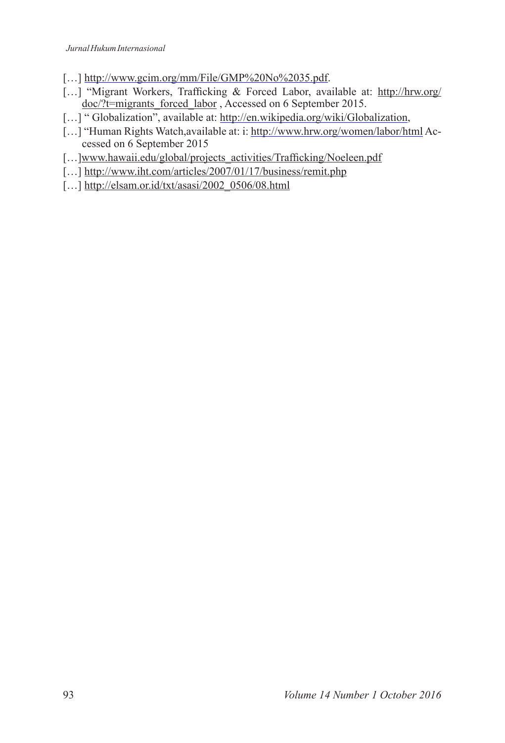[…] http://www.gcim.org/mm/File/GMP%20No%2035.pdf.

[…] "Migrant Workers, Trafficking & Forced Labor, available at: http://hrw.org/doc/?t=migrants_forced_labor , Accessed on 6 September 2015.

[…] " Globalization", available at: http://en.wikipedia.org/wiki/Globalization,

[…] "Human Rights Watch,available at: i: http://www.hrw.org/women/labor/html Accessed on 6 September 2015

[…]www.hawaii.edu/global/projects_activities/Trafficking/Noeleen.pdf

[…] http://www.iht.com/articles/2007/01/17/business/remit.php

[…] http://elsam.or.id/txt/asasi/2002_0506/08.html